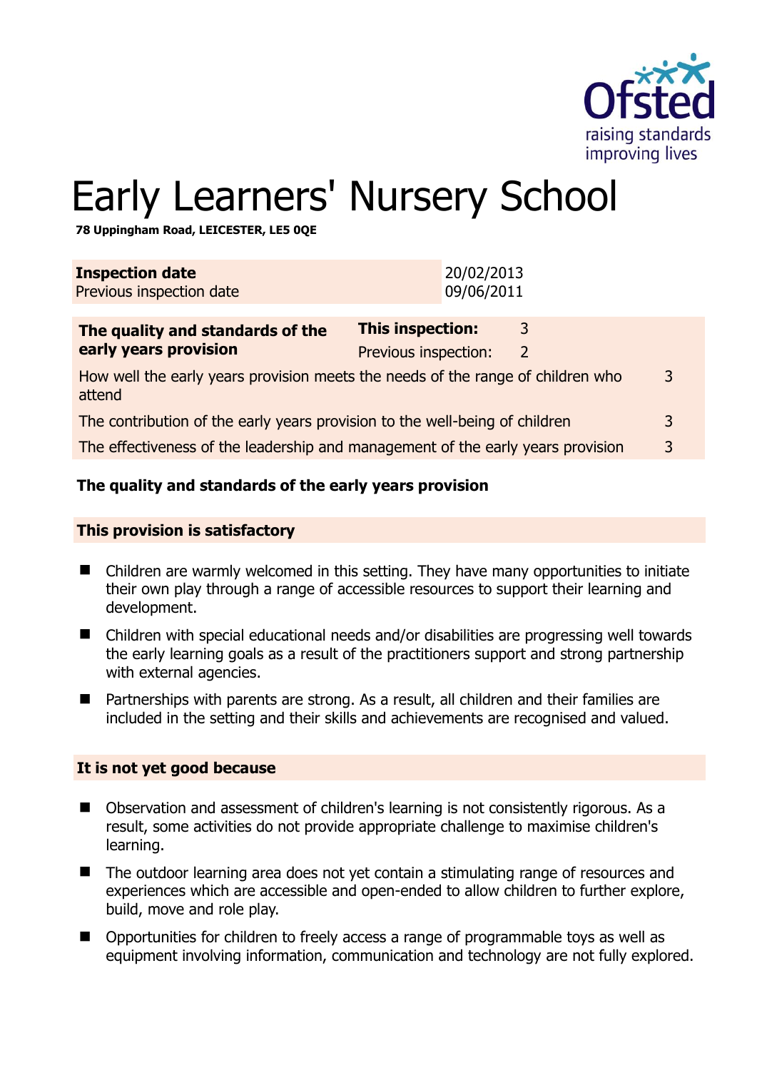# Early Learners' Nursery School

**78 Uppingham Road, LEICESTER, LE5 0QE**

| **Inspection date** | 20/02/2013 |
|---|---|
| Previous inspection date | 09/06/2011 |

| **The quality and standards of the early years provision** | **This inspection:** | 3 | |
|---|---|---|---|
| | Previous inspection: | 2 | |
| How well the early years provision meets the needs of the range of children who attend | | | 3 |
| The contribution of the early years provision to the well-being of children | | | 3 |
| The effectiveness of the leadership and management of the early years provision | | | 3 |

## The quality and standards of the early years provision

### This provision is satisfactory

- Children are warmly welcomed in this setting. They have many opportunities to initiate their own play through a range of accessible resources to support their learning and development.
- Children with special educational needs and/or disabilities are progressing well towards the early learning goals as a result of the practitioners support and strong partnership with external agencies.
- Partnerships with parents are strong. As a result, all children and their families are included in the setting and their skills and achievements are recognised and valued.

### It is not yet good because

- Observation and assessment of children's learning is not consistently rigorous. As a result, some activities do not provide appropriate challenge to maximise children's learning.
- The outdoor learning area does not yet contain a stimulating range of resources and experiences which are accessible and open-ended to allow children to further explore, build, move and role play.
- Opportunities for children to freely access a range of programmable toys as well as equipment involving information, communication and technology are not fully explored.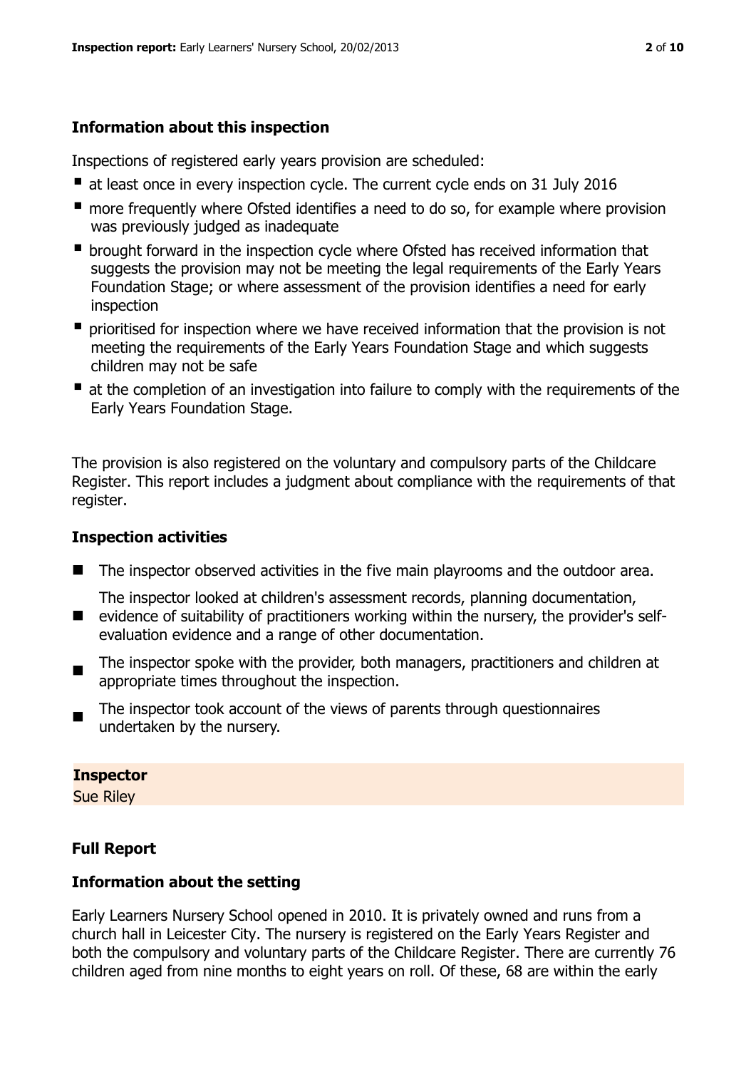### Information about this inspection

Inspections of registered early years provision are scheduled:

- at least once in every inspection cycle. The current cycle ends on 31 July 2016
- more frequently where Ofsted identifies a need to do so, for example where provision was previously judged as inadequate
- brought forward in the inspection cycle where Ofsted has received information that suggests the provision may not be meeting the legal requirements of the Early Years Foundation Stage; or where assessment of the provision identifies a need for early inspection
- prioritised for inspection where we have received information that the provision is not meeting the requirements of the Early Years Foundation Stage and which suggests children may not be safe
- at the completion of an investigation into failure to comply with the requirements of the Early Years Foundation Stage.

The provision is also registered on the voluntary and compulsory parts of the Childcare Register. This report includes a judgment about compliance with the requirements of that register.

### Inspection activities

- The inspector observed activities in the five main playrooms and the outdoor area.
- The inspector looked at children's assessment records, planning documentation, evidence of suitability of practitioners working within the nursery, the provider's self-evaluation evidence and a range of other documentation.
- The inspector spoke with the provider, both managers, practitioners and children at appropriate times throughout the inspection.
- The inspector took account of the views of parents through questionnaires undertaken by the nursery.

**Inspector**
Sue Riley

### Full Report

### Information about the setting

Early Learners Nursery School opened in 2010. It is privately owned and runs from a church hall in Leicester City. The nursery is registered on the Early Years Register and both the compulsory and voluntary parts of the Childcare Register. There are currently 76 children aged from nine months to eight years on roll. Of these, 68 are within the early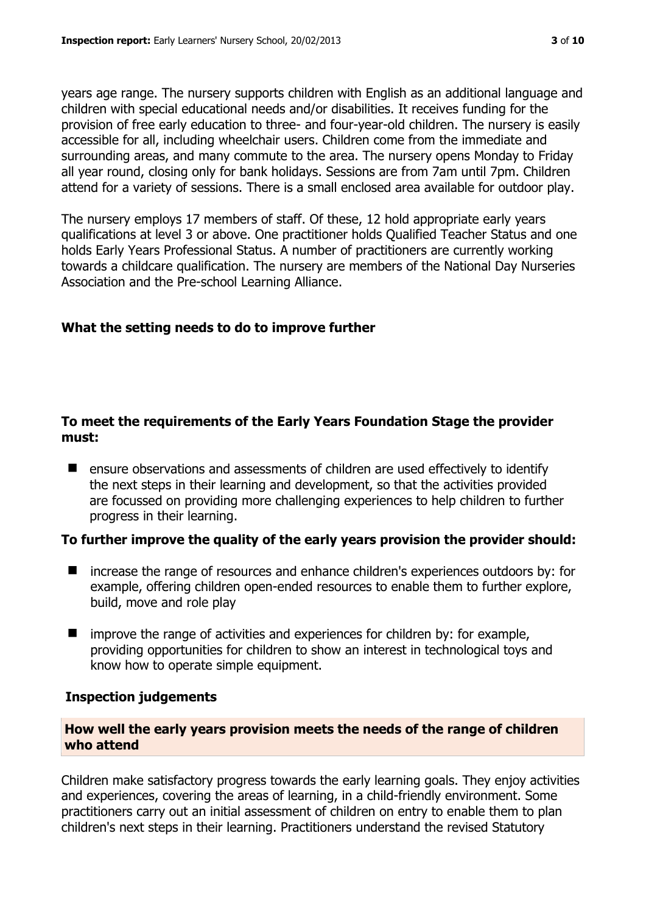years age range. The nursery supports children with English as an additional language and children with special educational needs and/or disabilities. It receives funding for the provision of free early education to three- and four-year-old children. The nursery is easily accessible for all, including wheelchair users. Children come from the immediate and surrounding areas, and many commute to the area. The nursery opens Monday to Friday all year round, closing only for bank holidays. Sessions are from 7am until 7pm. Children attend for a variety of sessions. There is a small enclosed area available for outdoor play.

The nursery employs 17 members of staff. Of these, 12 hold appropriate early years qualifications at level 3 or above. One practitioner holds Qualified Teacher Status and one holds Early Years Professional Status. A number of practitioners are currently working towards a childcare qualification. The nursery are members of the National Day Nurseries Association and the Pre-school Learning Alliance.

## What the setting needs to do to improve further

### To meet the requirements of the Early Years Foundation Stage the provider must:

- ensure observations and assessments of children are used effectively to identify the next steps in their learning and development, so that the activities provided are focussed on providing more challenging experiences to help children to further progress in their learning.

### To further improve the quality of the early years provision the provider should:

- increase the range of resources and enhance children's experiences outdoors by: for example, offering children open-ended resources to enable them to further explore, build, move and role play
- improve the range of activities and experiences for children by: for example, providing opportunities for children to show an interest in technological toys and know how to operate simple equipment.

## Inspection judgements

### How well the early years provision meets the needs of the range of children who attend

Children make satisfactory progress towards the early learning goals. They enjoy activities and experiences, covering the areas of learning, in a child-friendly environment. Some practitioners carry out an initial assessment of children on entry to enable them to plan children's next steps in their learning. Practitioners understand the revised Statutory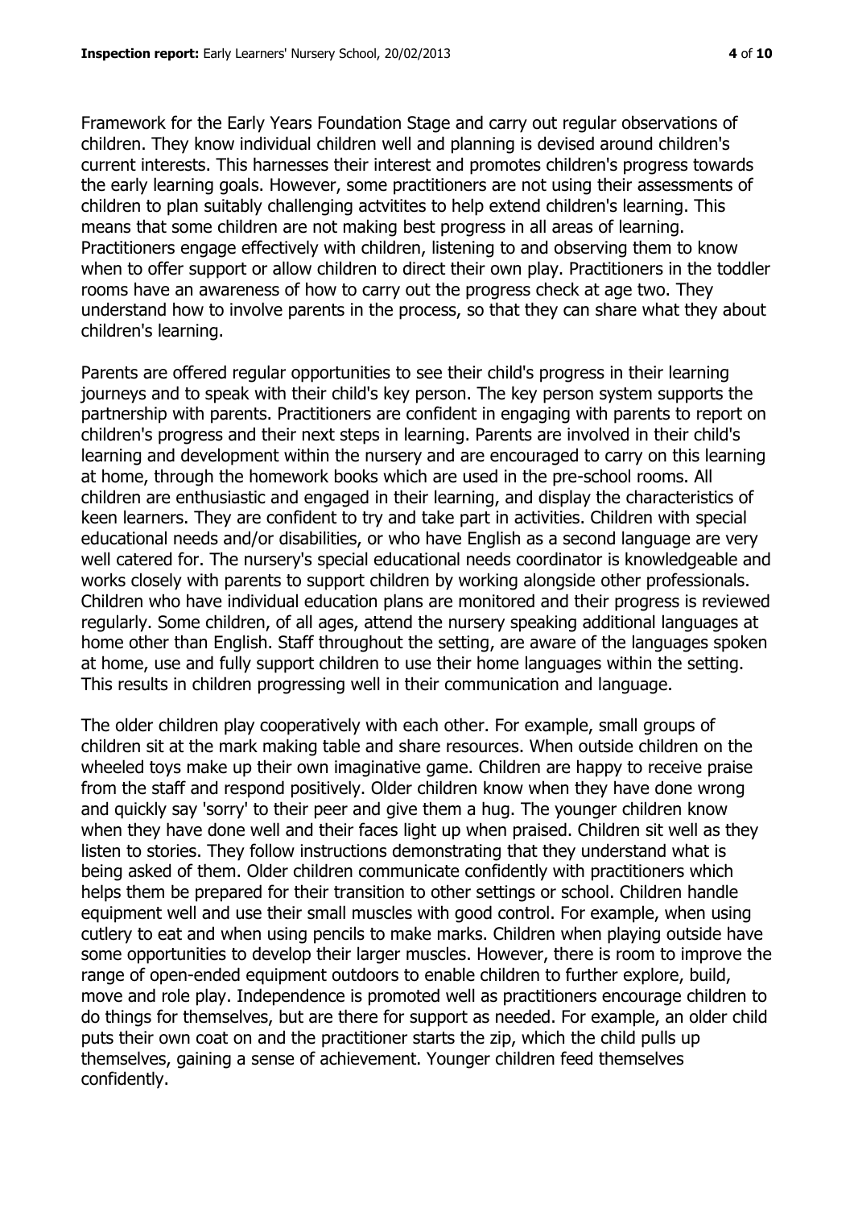Framework for the Early Years Foundation Stage and carry out regular observations of children. They know individual children well and planning is devised around children's current interests. This harnesses their interest and promotes children's progress towards the early learning goals. However, some practitioners are not using their assessments of children to plan suitably challenging actvitites to help extend children's learning. This means that some children are not making best progress in all areas of learning. Practitioners engage effectively with children, listening to and observing them to know when to offer support or allow children to direct their own play. Practitioners in the toddler rooms have an awareness of how to carry out the progress check at age two. They understand how to involve parents in the process, so that they can share what they about children's learning.

Parents are offered regular opportunities to see their child's progress in their learning journeys and to speak with their child's key person. The key person system supports the partnership with parents. Practitioners are confident in engaging with parents to report on children's progress and their next steps in learning. Parents are involved in their child's learning and development within the nursery and are encouraged to carry on this learning at home, through the homework books which are used in the pre-school rooms. All children are enthusiastic and engaged in their learning, and display the characteristics of keen learners. They are confident to try and take part in activities. Children with special educational needs and/or disabilities, or who have English as a second language are very well catered for. The nursery's special educational needs coordinator is knowledgeable and works closely with parents to support children by working alongside other professionals. Children who have individual education plans are monitored and their progress is reviewed regularly. Some children, of all ages, attend the nursery speaking additional languages at home other than English. Staff throughout the setting, are aware of the languages spoken at home, use and fully support children to use their home languages within the setting. This results in children progressing well in their communication and language.

The older children play cooperatively with each other. For example, small groups of children sit at the mark making table and share resources. When outside children on the wheeled toys make up their own imaginative game. Children are happy to receive praise from the staff and respond positively. Older children know when they have done wrong and quickly say 'sorry' to their peer and give them a hug. The younger children know when they have done well and their faces light up when praised. Children sit well as they listen to stories. They follow instructions demonstrating that they understand what is being asked of them. Older children communicate confidently with practitioners which helps them be prepared for their transition to other settings or school. Children handle equipment well and use their small muscles with good control. For example, when using cutlery to eat and when using pencils to make marks. Children when playing outside have some opportunities to develop their larger muscles. However, there is room to improve the range of open-ended equipment outdoors to enable children to further explore, build, move and role play. Independence is promoted well as practitioners encourage children to do things for themselves, but are there for support as needed. For example, an older child puts their own coat on and the practitioner starts the zip, which the child pulls up themselves, gaining a sense of achievement. Younger children feed themselves confidently.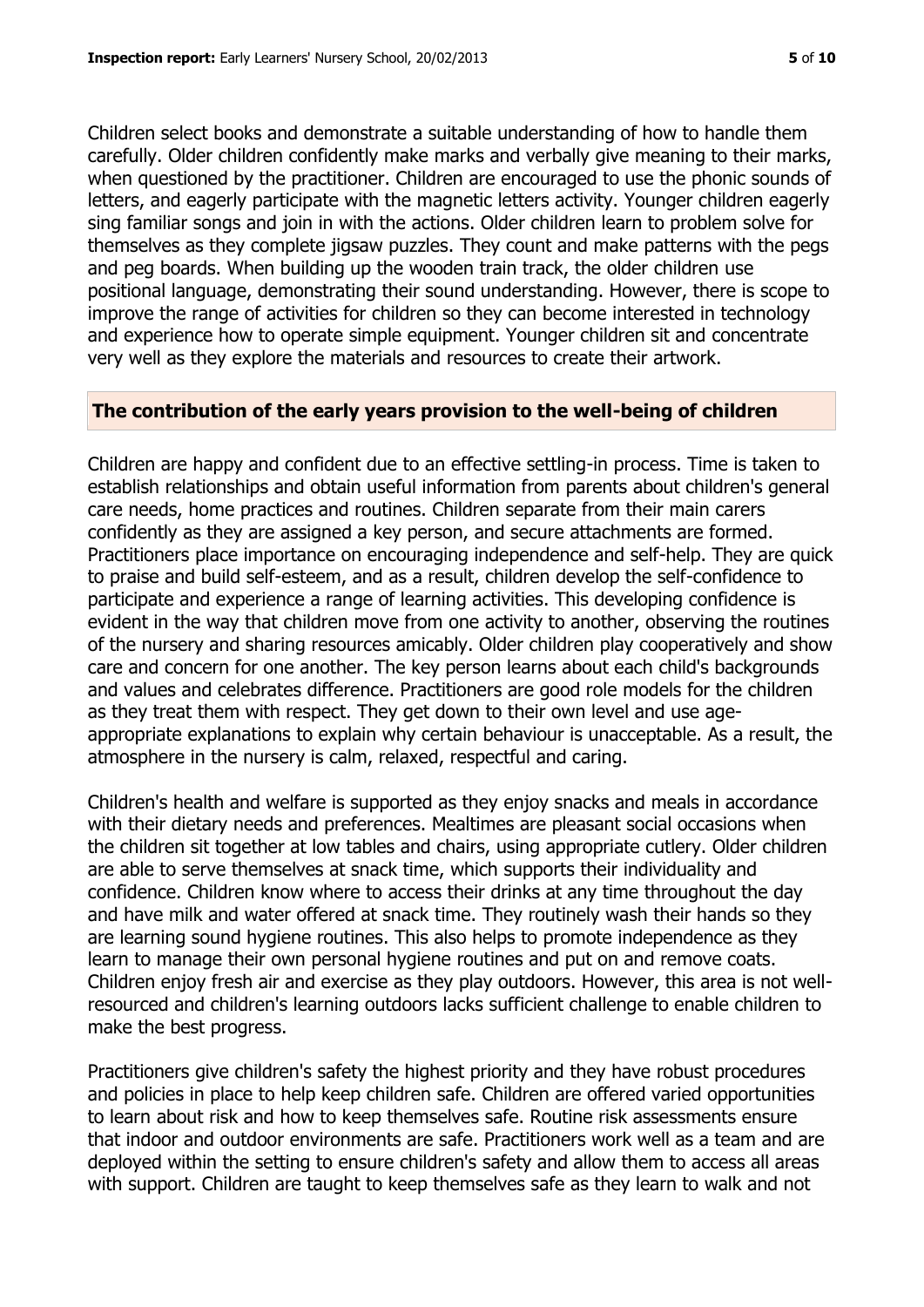Children select books and demonstrate a suitable understanding of how to handle them carefully. Older children confidently make marks and verbally give meaning to their marks, when questioned by the practitioner. Children are encouraged to use the phonic sounds of letters, and eagerly participate with the magnetic letters activity. Younger children eagerly sing familiar songs and join in with the actions. Older children learn to problem solve for themselves as they complete jigsaw puzzles. They count and make patterns with the pegs and peg boards. When building up the wooden train track, the older children use positional language, demonstrating their sound understanding. However, there is scope to improve the range of activities for children so they can become interested in technology and experience how to operate simple equipment. Younger children sit and concentrate very well as they explore the materials and resources to create their artwork.

## The contribution of the early years provision to the well-being of children

Children are happy and confident due to an effective settling-in process. Time is taken to establish relationships and obtain useful information from parents about children's general care needs, home practices and routines. Children separate from their main carers confidently as they are assigned a key person, and secure attachments are formed. Practitioners place importance on encouraging independence and self-help. They are quick to praise and build self-esteem, and as a result, children develop the self-confidence to participate and experience a range of learning activities. This developing confidence is evident in the way that children move from one activity to another, observing the routines of the nursery and sharing resources amicably. Older children play cooperatively and show care and concern for one another. The key person learns about each child's backgrounds and values and celebrates difference. Practitioners are good role models for the children as they treat them with respect. They get down to their own level and use age-appropriate explanations to explain why certain behaviour is unacceptable. As a result, the atmosphere in the nursery is calm, relaxed, respectful and caring.

Children's health and welfare is supported as they enjoy snacks and meals in accordance with their dietary needs and preferences. Mealtimes are pleasant social occasions when the children sit together at low tables and chairs, using appropriate cutlery. Older children are able to serve themselves at snack time, which supports their individuality and confidence. Children know where to access their drinks at any time throughout the day and have milk and water offered at snack time. They routinely wash their hands so they are learning sound hygiene routines. This also helps to promote independence as they learn to manage their own personal hygiene routines and put on and remove coats. Children enjoy fresh air and exercise as they play outdoors. However, this area is not well-resourced and children's learning outdoors lacks sufficient challenge to enable children to make the best progress.

Practitioners give children's safety the highest priority and they have robust procedures and policies in place to help keep children safe. Children are offered varied opportunities to learn about risk and how to keep themselves safe. Routine risk assessments ensure that indoor and outdoor environments are safe. Practitioners work well as a team and are deployed within the setting to ensure children's safety and allow them to access all areas with support. Children are taught to keep themselves safe as they learn to walk and not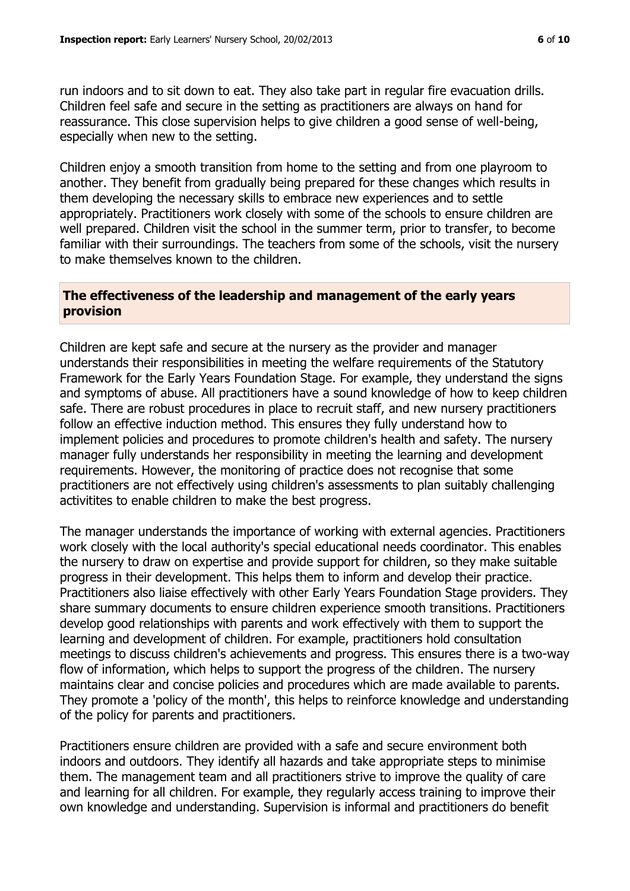run indoors and to sit down to eat. They also take part in regular fire evacuation drills. Children feel safe and secure in the setting as practitioners are always on hand for reassurance. This close supervision helps to give children a good sense of well-being, especially when new to the setting.

Children enjoy a smooth transition from home to the setting and from one playroom to another. They benefit from gradually being prepared for these changes which results in them developing the necessary skills to embrace new experiences and to settle appropriately. Practitioners work closely with some of the schools to ensure children are well prepared. Children visit the school in the summer term, prior to transfer, to become familiar with their surroundings. The teachers from some of the schools, visit the nursery to make themselves known to the children.

## The effectiveness of the leadership and management of the early years provision

Children are kept safe and secure at the nursery as the provider and manager understands their responsibilities in meeting the welfare requirements of the Statutory Framework for the Early Years Foundation Stage. For example, they understand the signs and symptoms of abuse. All practitioners have a sound knowledge of how to keep children safe. There are robust procedures in place to recruit staff, and new nursery practitioners follow an effective induction method. This ensures they fully understand how to implement policies and procedures to promote children's health and safety. The nursery manager fully understands her responsibility in meeting the learning and development requirements. However, the monitoring of practice does not recognise that some practitioners are not effectively using children's assessments to plan suitably challenging activitites to enable children to make the best progress.

The manager understands the importance of working with external agencies. Practitioners work closely with the local authority's special educational needs coordinator. This enables the nursery to draw on expertise and provide support for children, so they make suitable progress in their development. This helps them to inform and develop their practice. Practitioners also liaise effectively with other Early Years Foundation Stage providers. They share summary documents to ensure children experience smooth transitions. Practitioners develop good relationships with parents and work effectively with them to support the learning and development of children. For example, practitioners hold consultation meetings to discuss children's achievements and progress. This ensures there is a two-way flow of information, which helps to support the progress of the children. The nursery maintains clear and concise policies and procedures which are made available to parents. They promote a 'policy of the month', this helps to reinforce knowledge and understanding of the policy for parents and practitioners.

Practitioners ensure children are provided with a safe and secure environment both indoors and outdoors. They identify all hazards and take appropriate steps to minimise them. The management team and all practitioners strive to improve the quality of care and learning for all children. For example, they regularly access training to improve their own knowledge and understanding. Supervision is informal and practitioners do benefit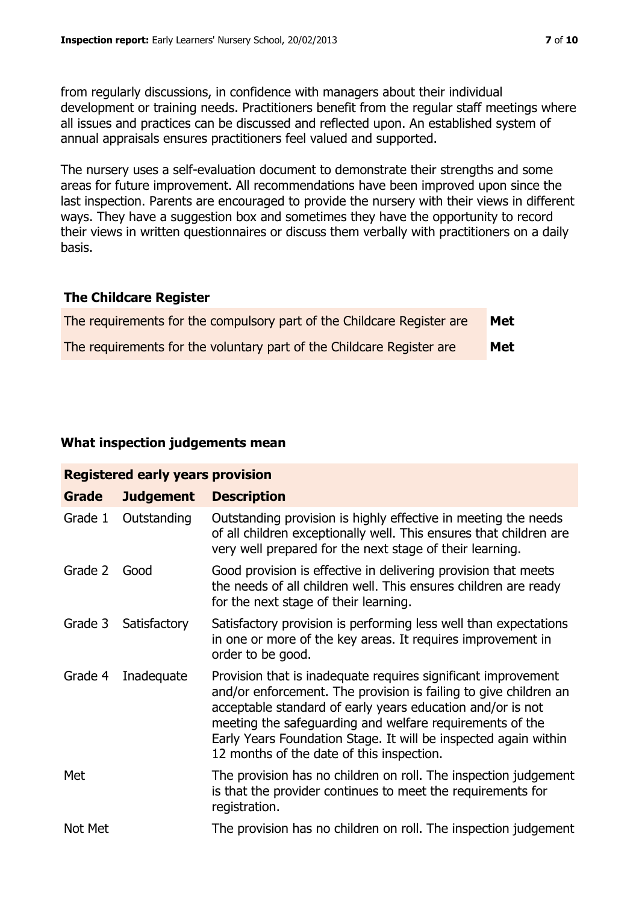from regularly discussions, in confidence with managers about their individual development or training needs. Practitioners benefit from the regular staff meetings where all issues and practices can be discussed and reflected upon. An established system of annual appraisals ensures practitioners feel valued and supported.

The nursery uses a self-evaluation document to demonstrate their strengths and some areas for future improvement. All recommendations have been improved upon since the last inspection. Parents are encouraged to provide the nursery with their views in different ways. They have a suggestion box and sometimes they have the opportunity to record their views in written questionnaires or discuss them verbally with practitioners on a daily basis.

## The Childcare Register

| | |
|---|---|
| The requirements for the compulsory part of the Childcare Register are | **Met** |
| The requirements for the voluntary part of the Childcare Register are | **Met** |

## What inspection judgements mean

| **Registered early years provision** | | |
|---|---|---|
| **Grade** | **Judgement** | **Description** |
| Grade 1 | Outstanding | Outstanding provision is highly effective in meeting the needs of all children exceptionally well. This ensures that children are very well prepared for the next stage of their learning. |
| Grade 2 | Good | Good provision is effective in delivering provision that meets the needs of all children well. This ensures children are ready for the next stage of their learning. |
| Grade 3 | Satisfactory | Satisfactory provision is performing less well than expectations in one or more of the key areas. It requires improvement in order to be good. |
| Grade 4 | Inadequate | Provision that is inadequate requires significant improvement and/or enforcement. The provision is failing to give children an acceptable standard of early years education and/or is not meeting the safeguarding and welfare requirements of the Early Years Foundation Stage. It will be inspected again within 12 months of the date of this inspection. |
| Met | | The provision has no children on roll. The inspection judgement is that the provider continues to meet the requirements for registration. |
| Not Met | | The provision has no children on roll. The inspection judgement |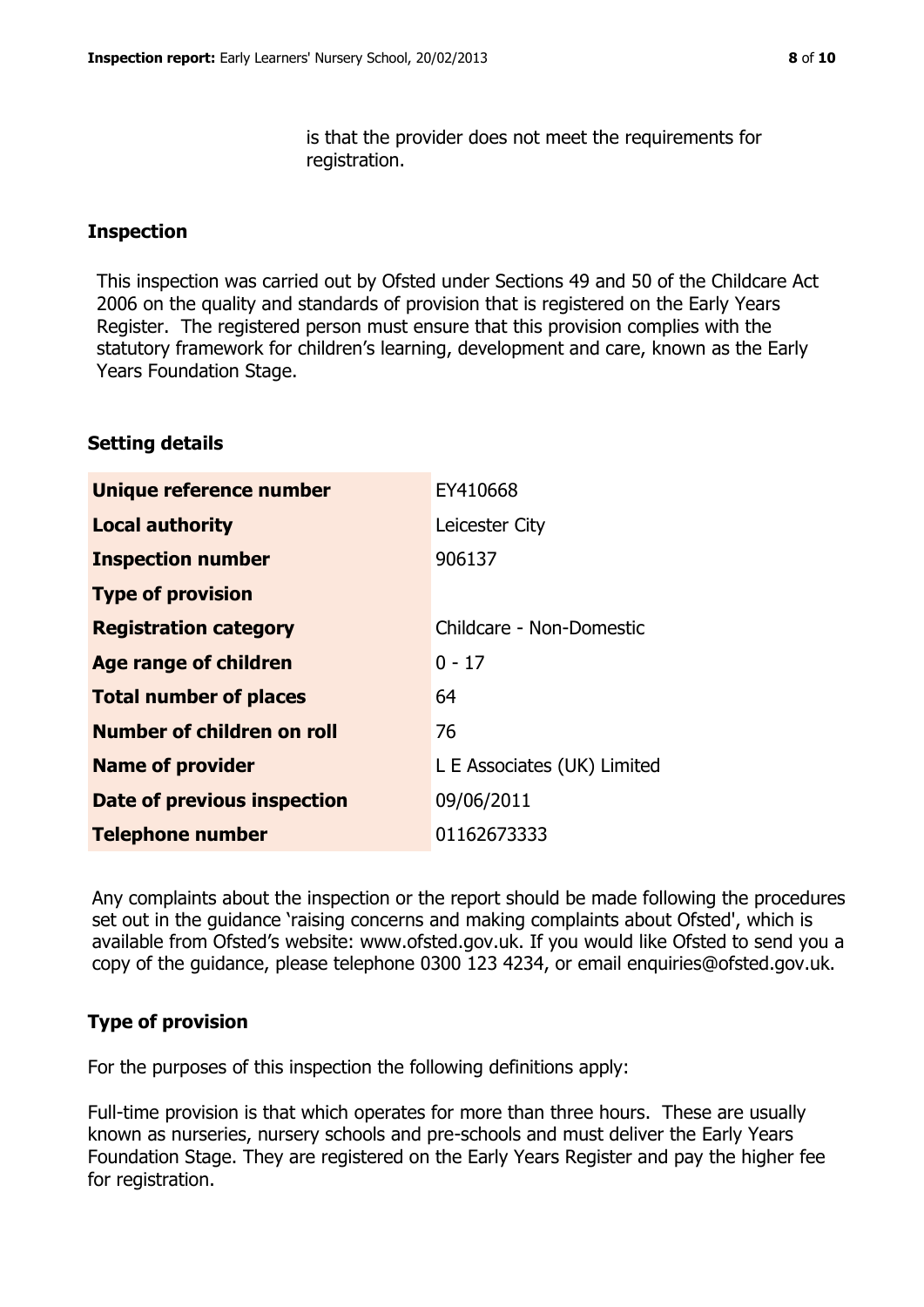is that the provider does not meet the requirements for registration.

## Inspection

This inspection was carried out by Ofsted under Sections 49 and 50 of the Childcare Act 2006 on the quality and standards of provision that is registered on the Early Years Register. The registered person must ensure that this provision complies with the statutory framework for children's learning, development and care, known as the Early Years Foundation Stage.

## Setting details

| | |
|---|---|
| **Unique reference number** | EY410668 |
| **Local authority** | Leicester City |
| **Inspection number** | 906137 |
| **Type of provision** | |
| **Registration category** | Childcare - Non-Domestic |
| **Age range of children** | 0 - 17 |
| **Total number of places** | 64 |
| **Number of children on roll** | 76 |
| **Name of provider** | L E Associates (UK) Limited |
| **Date of previous inspection** | 09/06/2011 |
| **Telephone number** | 01162673333 |

Any complaints about the inspection or the report should be made following the procedures set out in the guidance 'raising concerns and making complaints about Ofsted', which is available from Ofsted's website: www.ofsted.gov.uk. If you would like Ofsted to send you a copy of the guidance, please telephone 0300 123 4234, or email enquiries@ofsted.gov.uk.

## Type of provision

For the purposes of this inspection the following definitions apply:

Full-time provision is that which operates for more than three hours. These are usually known as nurseries, nursery schools and pre-schools and must deliver the Early Years Foundation Stage. They are registered on the Early Years Register and pay the higher fee for registration.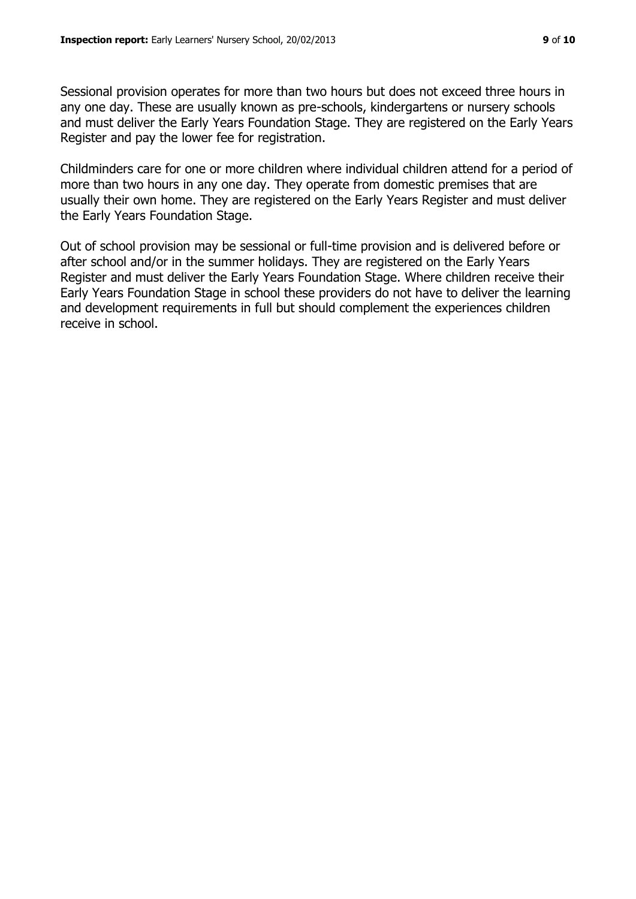Sessional provision operates for more than two hours but does not exceed three hours in any one day. These are usually known as pre-schools, kindergartens or nursery schools and must deliver the Early Years Foundation Stage. They are registered on the Early Years Register and pay the lower fee for registration.

Childminders care for one or more children where individual children attend for a period of more than two hours in any one day. They operate from domestic premises that are usually their own home. They are registered on the Early Years Register and must deliver the Early Years Foundation Stage.

Out of school provision may be sessional or full-time provision and is delivered before or after school and/or in the summer holidays. They are registered on the Early Years Register and must deliver the Early Years Foundation Stage. Where children receive their Early Years Foundation Stage in school these providers do not have to deliver the learning and development requirements in full but should complement the experiences children receive in school.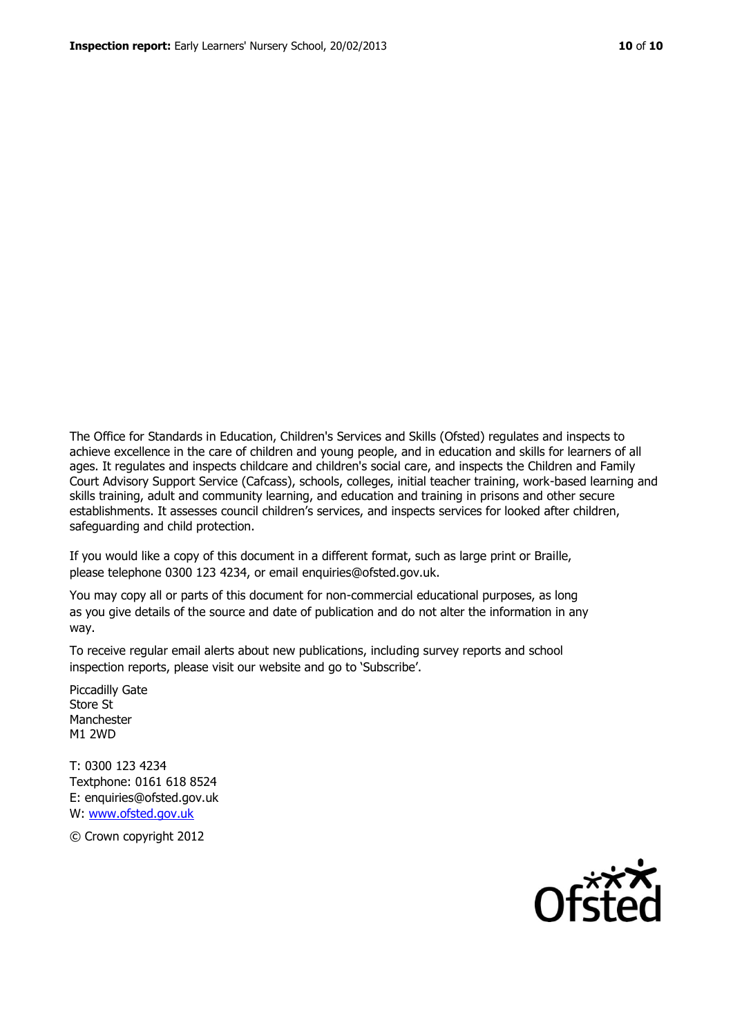The Office for Standards in Education, Children's Services and Skills (Ofsted) regulates and inspects to achieve excellence in the care of children and young people, and in education and skills for learners of all ages. It regulates and inspects childcare and children's social care, and inspects the Children and Family Court Advisory Support Service (Cafcass), schools, colleges, initial teacher training, work-based learning and skills training, adult and community learning, and education and training in prisons and other secure establishments. It assesses council children's services, and inspects services for looked after children, safeguarding and child protection.

If you would like a copy of this document in a different format, such as large print or Braille, please telephone 0300 123 4234, or email enquiries@ofsted.gov.uk.

You may copy all or parts of this document for non-commercial educational purposes, as long as you give details of the source and date of publication and do not alter the information in any way.

To receive regular email alerts about new publications, including survey reports and school inspection reports, please visit our website and go to 'Subscribe'.

Piccadilly Gate
Store St
Manchester
M1 2WD

T: 0300 123 4234
Textphone: 0161 618 8524
E: enquiries@ofsted.gov.uk
W: www.ofsted.gov.uk

© Crown copyright 2012

Ofsted